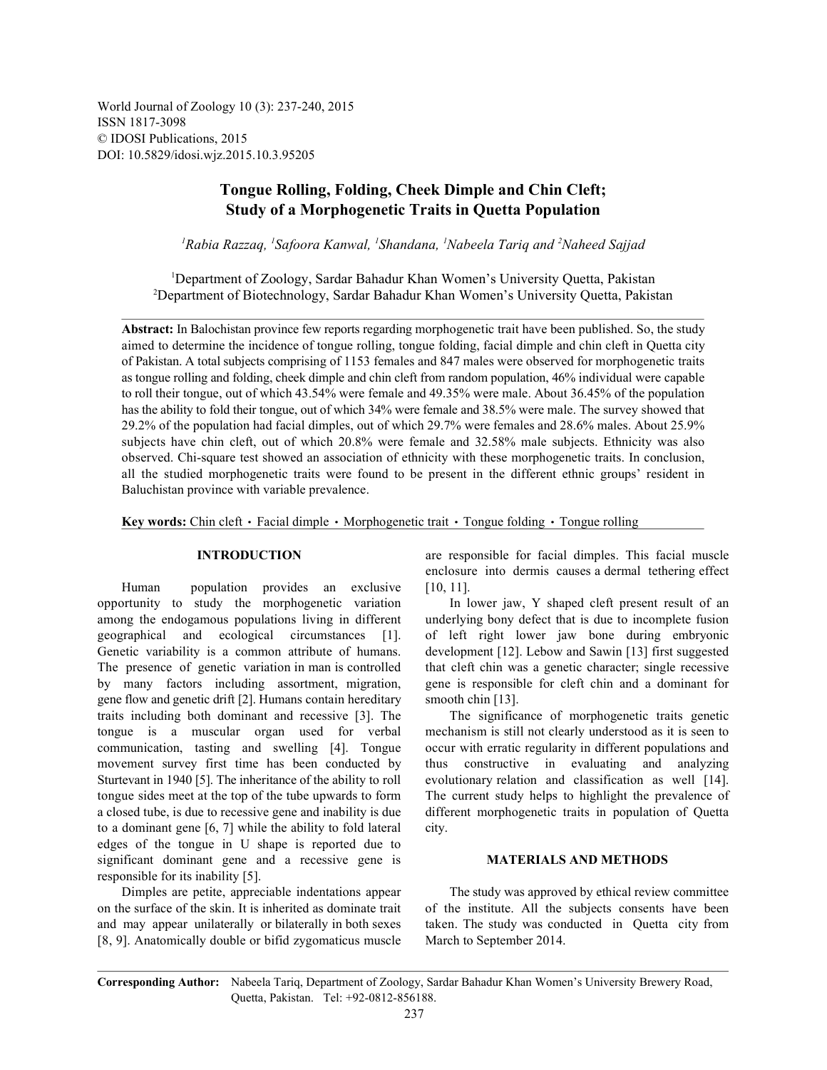World Journal of Zoology 10 (3): 237-240, 2015
ISSN 1817-3098
© IDOSI Publications, 2015
DOI: 10.5829/idosi.wjz.2015.10.3.95205

# Tongue Rolling, Folding, Cheek Dimple and Chin Cleft; Study of a Morphogenetic Traits in Quetta Population

*[1]Rabia Razzaq, [1]Safoora Kanwal, [1]Shandana, [1]Nabeela Tariq and [2]Naheed Sajjad*

[1]Department of Zoology, Sardar Bahadur Khan Women's University Quetta, Pakistan
[2]Department of Biotechnology, Sardar Bahadur Khan Women's University Quetta, Pakistan

**Abstract:** In Balochistan province few reports regarding morphogenetic trait have been published. So, the study aimed to determine the incidence of tongue rolling, tongue folding, facial dimple and chin cleft in Quetta city of Pakistan. A total subjects comprising of 1153 females and 847 males were observed for morphogenetic traits as tongue rolling and folding, cheek dimple and chin cleft from random population, 46% individual were capable to roll their tongue, out of which 43.54% were female and 49.35% were male. About 36.45% of the population has the ability to fold their tongue, out of which 34% were female and 38.5% were male. The survey showed that 29.2% of the population had facial dimples, out of which 29.7% were females and 28.6% males. About 25.9% subjects have chin cleft, out of which 20.8% were female and 32.58% male subjects. Ethnicity was also observed. Chi-square test showed an association of ethnicity with these morphogenetic traits. In conclusion, all the studied morphogenetic traits were found to be present in the different ethnic groups' resident in Baluchistan province with variable prevalence.

**Key words:** Chin cleft • Facial dimple • Morphogenetic trait • Tongue folding • Tongue rolling

## INTRODUCTION

Human population provides an exclusive opportunity to study the morphogenetic variation among the endogamous populations living in different geographical and ecological circumstances [1]. Genetic variability is a common attribute of humans. The presence of genetic variation in man is controlled by many factors including assortment, migration, gene flow and genetic drift [2]. Humans contain hereditary traits including both dominant and recessive [3]. The tongue is a muscular organ used for verbal communication, tasting and swelling [4]. Tongue movement survey first time has been conducted by Sturtevant in 1940 [5]. The inheritance of the ability to roll tongue sides meet at the top of the tube upwards to form a closed tube, is due to recessive gene and inability is due to a dominant gene [6, 7] while the ability to fold lateral edges of the tongue in U shape is reported due to significant dominant gene and a recessive gene is responsible for its inability [5].

Dimples are petite, appreciable indentations appear on the surface of the skin. It is inherited as dominate trait and may appear unilaterally or bilaterally in both sexes [8, 9]. Anatomically double or bifid zygomaticus muscle are responsible for facial dimples. This facial muscle enclosure into dermis causes a dermal tethering effect [10, 11].

In lower jaw, Y shaped cleft present result of an underlying bony defect that is due to incomplete fusion of left right lower jaw bone during embryonic development [12]. Lebow and Sawin [13] first suggested that cleft chin was a genetic character; single recessive gene is responsible for cleft chin and a dominant for smooth chin [13].

The significance of morphogenetic traits genetic mechanism is still not clearly understood as it is seen to occur with erratic regularity in different populations and thus constructive in evaluating and analyzing evolutionary relation and classification as well [14]. The current study helps to highlight the prevalence of different morphogenetic traits in population of Quetta city.

## MATERIALS AND METHODS

The study was approved by ethical review committee of the institute. All the subjects consents have been taken. The study was conducted in Quetta city from March to September 2014.

**Corresponding Author:** Nabeela Tariq, Department of Zoology, Sardar Bahadur Khan Women's University Brewery Road, Quetta, Pakistan. Tel: +92-0812-856188.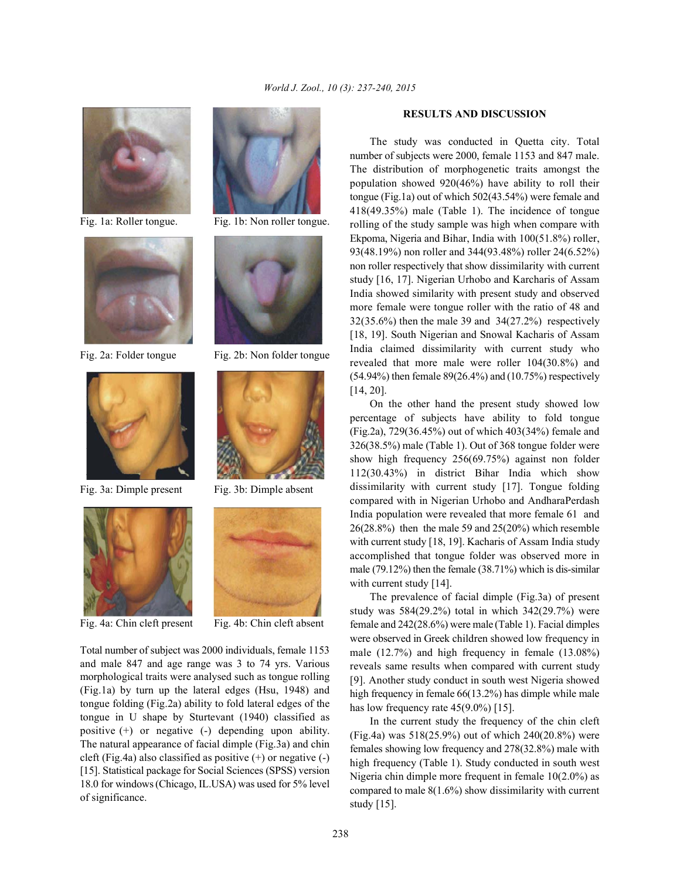Fig. 1a: Roller tongue.

Fig. 1b: Non roller tongue.

Fig. 2a: Folder tongue

Fig. 2b: Non folder tongue

Fig. 3a: Dimple present

Fig. 3b: Dimple absent

Fig. 4a: Chin cleft present

Fig. 4b: Chin cleft absent

Total number of subject was 2000 individuals, female 1153 and male 847 and age range was 3 to 74 yrs. Various morphological traits were analysed such as tongue rolling (Fig.1a) by turn up the lateral edges (Hsu, 1948) and tongue folding (Fig.2a) ability to fold lateral edges of the tongue in U shape by Sturtevant (1940) classified as positive (+) or negative (-) depending upon ability. The natural appearance of facial dimple (Fig.3a) and chin cleft (Fig.4a) also classified as positive (+) or negative (-) [15]. Statistical package for Social Sciences (SPSS) version 18.0 for windows (Chicago, IL.USA) was used for 5% level of significance.

## RESULTS AND DISCUSSION

The study was conducted in Quetta city. Total number of subjects were 2000, female 1153 and 847 male. The distribution of morphogenetic traits amongst the population showed 920(46%) have ability to roll their tongue (Fig.1a) out of which 502(43.54%) were female and 418(49.35%) male (Table 1). The incidence of tongue rolling of the study sample was high when compare with Ekpoma, Nigeria and Bihar, India with 100(51.8%) roller, 93(48.19%) non roller and 344(93.48%) roller 24(6.52%) non roller respectively that show dissimilarity with current study [16, 17]. Nigerian Urhobo and Karcharis of Assam India showed similarity with present study and observed more female were tongue roller with the ratio of 48 and 32(35.6%) then the male 39 and 34(27.2%) respectively [18, 19]. South Nigerian and Snowal Kacharis of Assam India claimed dissimilarity with current study who revealed that more male were roller 104(30.8%) and (54.94%) then female 89(26.4%) and (10.75%) respectively [14, 20].

On the other hand the present study showed low percentage of subjects have ability to fold tongue (Fig.2a), 729(36.45%) out of which 403(34%) female and 326(38.5%) male (Table 1). Out of 368 tongue folder were show high frequency 256(69.75%) against non folder 112(30.43%) in district Bihar India which show dissimilarity with current study [17]. Tongue folding compared with in Nigerian Urhobo and AndharaPerdash India population were revealed that more female 61 and 26(28.8%) then the male 59 and 25(20%) which resemble with current study [18, 19]. Kacharis of Assam India study accomplished that tongue folder was observed more in male (79.12%) then the female (38.71%) which is dis-similar with current study [14].

The prevalence of facial dimple (Fig.3a) of present study was 584(29.2%) total in which 342(29.7%) were female and 242(28.6%) were male (Table 1). Facial dimples were observed in Greek children showed low frequency in male (12.7%) and high frequency in female (13.08%) reveals same results when compared with current study [9]. Another study conduct in south west Nigeria showed high frequency in female 66(13.2%) has dimple while male has low frequency rate 45(9.0%) [15].

In the current study the frequency of the chin cleft (Fig.4a) was 518(25.9%) out of which 240(20.8%) were females showing low frequency and 278(32.8%) male with high frequency (Table 1). Study conducted in south west Nigeria chin dimple more frequent in female 10(2.0%) as compared to male 8(1.6%) show dissimilarity with current study [15].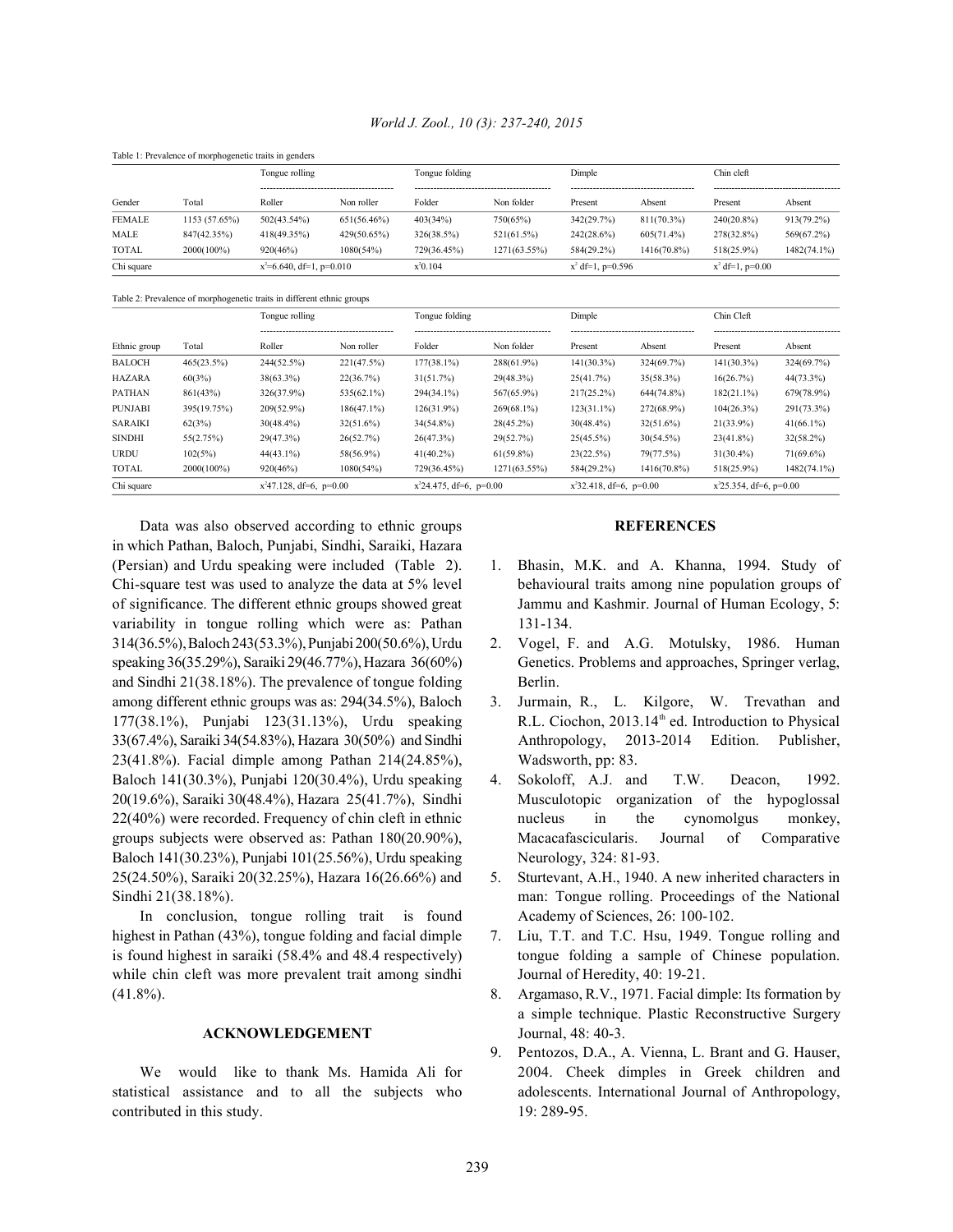Table 1: Prevalence of morphogenetic traits in genders

| | | Tongue rolling | | Tongue folding | | Dimple | | Chin cleft | |
|---|---|---|---|---|---|---|---|---|---|
| Gender | Total | Roller | Non roller | Folder | Non folder | Present | Absent | Present | Absent |
| FEMALE | 1153 (57.65%) | 502(43.54%) | 651(56.46%) | 403(34%) | 750(65%) | 342(29.7%) | 811(70.3%) | 240(20.8%) | 913(79.2%) |
| MALE | 847(42.35%) | 418(49.35%) | 429(50.65%) | 326(38.5%) | 521(61.5%) | 242(28.6%) | 605(71.4%) | 278(32.8%) | 569(67.2%) |
| TOTAL | 2000(100%) | 920(46%) | 1080(54%) | 729(36.45%) | 1271(63.55%) | 584(29.2%) | 1416(70.8%) | 518(25.9%) | 1482(74.1%) |
| Chi square | | $x^2$=6.640, df=1, p=0.010 | | $x^2$0.104 | | $x^2$ df=1, p=0.596 | | $x^2$ df=1, p=0.00 | |

Table 2: Prevalence of morphogenetic traits in different ethnic groups

| | | Tongue rolling | | Tongue folding | | Dimple | | Chin Cleft | |
|---|---|---|---|---|---|---|---|---|---|
| Ethnic group | Total | Roller | Non roller | Folder | Non folder | Present | Absent | Present | Absent |
| BALOCH | 465(23.5%) | 244(52.5%) | 221(47.5%) | 177(38.1%) | 288(61.9%) | 141(30.3%) | 324(69.7%) | 141(30.3%) | 324(69.7%) |
| HAZARA | 60(3%) | 38(63.3%) | 22(36.7%) | 31(51.7%) | 29(48.3%) | 25(41.7%) | 35(58.3%) | 16(26.7%) | 44(73.3%) |
| PATHAN | 861(43%) | 326(37.9%) | 535(62.1%) | 294(34.1%) | 567(65.9%) | 217(25.2%) | 644(74.8%) | 182(21.1%) | 679(78.9%) |
| PUNJABI | 395(19.75%) | 209(52.9%) | 186(47.1%) | 126(31.9%) | 269(68.1%) | 123(31.1%) | 272(68.9%) | 104(26.3%) | 291(73.3%) |
| SARAIKI | 62(3%) | 30(48.4%) | 32(51.6%) | 34(54.8%) | 28(45.2%) | 30(48.4%) | 32(51.6%) | 21(33.9%) | 41(66.1%) |
| SINDHI | 55(2.75%) | 29(47.3%) | 26(52.7%) | 26(47.3%) | 29(52.7%) | 25(45.5%) | 30(54.5%) | 23(41.8%) | 32(58.2%) |
| URDU | 102(5%) | 44(43.1%) | 58(56.9%) | 41(40.2%) | 61(59.8%) | 23(22.5%) | 79(77.5%) | 31(30.4%) | 71(69.6%) |
| TOTAL | 2000(100%) | 920(46%) | 1080(54%) | 729(36.45%) | 1271(63.55%) | 584(29.2%) | 1416(70.8%) | 518(25.9%) | 1482(74.1%) |
| Chi square | | $x^2$47.128, df=6, p=0.00 | | $x^2$24.475, df=6, p=0.00 | | $x^2$32.418, df=6, p=0.00 | | $x^2$25.354, df=6, p=0.00 | |

Data was also observed according to ethnic groups in which Pathan, Baloch, Punjabi, Sindhi, Saraiki, Hazara (Persian) and Urdu speaking were included (Table 2). Chi-square test was used to analyze the data at 5% level of significance. The different ethnic groups showed great variability in tongue rolling which were as: Pathan 314(36.5%), Baloch 243(53.3%), Punjabi 200(50.6%), Urdu speaking 36(35.29%), Saraiki 29(46.77%), Hazara 36(60%) and Sindhi 21(38.18%). The prevalence of tongue folding among different ethnic groups was as: 294(34.5%), Baloch 177(38.1%), Punjabi 123(31.13%), Urdu speaking 33(67.4%), Saraiki 34(54.83%), Hazara 30(50%) and Sindhi 23(41.8%). Facial dimple among Pathan 214(24.85%), Baloch 141(30.3%), Punjabi 120(30.4%), Urdu speaking 20(19.6%), Saraiki 30(48.4%), Hazara 25(41.7%), Sindhi 22(40%) were recorded. Frequency of chin cleft in ethnic groups subjects were observed as: Pathan 180(20.90%), Baloch 141(30.23%), Punjabi 101(25.56%), Urdu speaking 25(24.50%), Saraiki 20(32.25%), Hazara 16(26.66%) and Sindhi 21(38.18%).

In conclusion, tongue rolling trait is found highest in Pathan (43%), tongue folding and facial dimple is found highest in saraiki (58.4% and 48.4 respectively) while chin cleft was more prevalent trait among sindhi (41.8%).

## ACKNOWLEDGEMENT

We would like to thank Ms. Hamida Ali for statistical assistance and to all the subjects who contributed in this study.

## REFERENCES

1. Bhasin, M.K. and A. Khanna, 1994. Study of behavioural traits among nine population groups of Jammu and Kashmir. Journal of Human Ecology, 5: 131-134.
2. Vogel, F. and A.G. Motulsky, 1986. Human Genetics. Problems and approaches, Springer verlag, Berlin.
3. Jurmain, R., L. Kilgore, W. Trevathan and R.L. Ciochon, 2013.14th ed. Introduction to Physical Anthropology, 2013-2014 Edition. Publisher, Wadsworth, pp: 83.
4. Sokoloff, A.J. and T.W. Deacon, 1992. Musculotopic organization of the hypoglossal nucleus in the cynomolgus monkey, Macacafascicularis. Journal of Comparative Neurology, 324: 81-93.
5. Sturtevant, A.H., 1940. A new inherited characters in man: Tongue rolling. Proceedings of the National Academy of Sciences, 26: 100-102.
7. Liu, T.T. and T.C. Hsu, 1949. Tongue rolling and tongue folding a sample of Chinese population. Journal of Heredity, 40: 19-21.
8. Argamaso, R.V., 1971. Facial dimple: Its formation by a simple technique. Plastic Reconstructive Surgery Journal, 48: 40-3.
9. Pentozos, D.A., A. Vienna, L. Brant and G. Hauser, 2004. Cheek dimples in Greek children and adolescents. International Journal of Anthropology, 19: 289-95.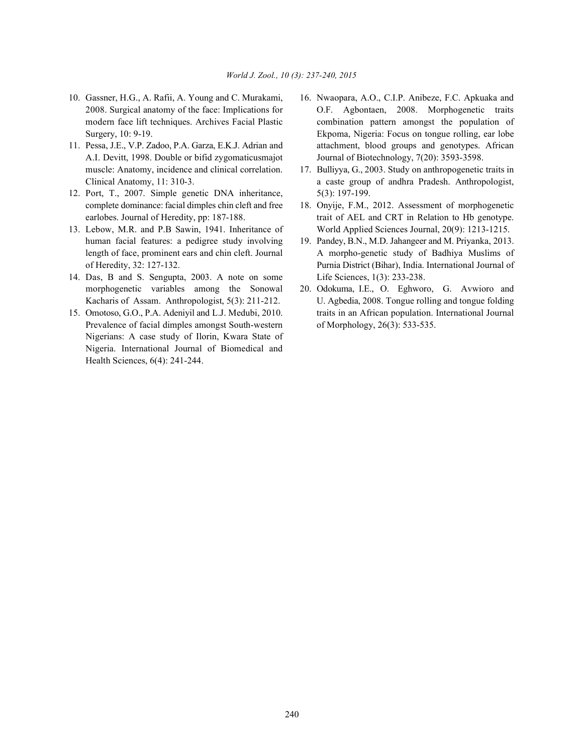10. Gassner, H.G., A. Rafii, A. Young and C. Murakami, 2008. Surgical anatomy of the face: Implications for modern face lift techniques. Archives Facial Plastic Surgery, 10: 9-19.
11. Pessa, J.E., V.P. Zadoo, P.A. Garza, E.K.J. Adrian and A.I. Devitt, 1998. Double or bifid zygomaticusmajot muscle: Anatomy, incidence and clinical correlation. Clinical Anatomy, 11: 310-3.
12. Port, T., 2007. Simple genetic DNA inheritance, complete dominance: facial dimples chin cleft and free earlobes. Journal of Heredity, pp: 187-188.
13. Lebow, M.R. and P.B Sawin, 1941. Inheritance of human facial features: a pedigree study involving length of face, prominent ears and chin cleft. Journal of Heredity, 32: 127-132.
14. Das, B and S. Sengupta, 2003. A note on some morphogenetic variables among the Sonowal Kacharis of Assam. Anthropologist, 5(3): 211-212.
15. Omotoso, G.O., P.A. Adeniyil and L.J. Medubi, 2010. Prevalence of facial dimples amongst South-western Nigerians: A case study of Ilorin, Kwara State of Nigeria. International Journal of Biomedical and Health Sciences, 6(4): 241-244.
16. Nwaopara, A.O., C.I.P. Anibeze, F.C. Apkuaka and O.F. Agbontaen, 2008. Morphogenetic traits combination pattern amongst the population of Ekpoma, Nigeria: Focus on tongue rolling, ear lobe attachment, blood groups and genotypes. African Journal of Biotechnology, 7(20): 3593-3598.
17. Bulliyya, G., 2003. Study on anthropogenetic traits in a caste group of andhra Pradesh. Anthropologist, 5(3): 197-199.
18. Onyije, F.M., 2012. Assessment of morphogenetic trait of AEL and CRT in Relation to Hb genotype. World Applied Sciences Journal, 20(9): 1213-1215.
19. Pandey, B.N., M.D. Jahangeer and M. Priyanka, 2013. A morpho-genetic study of Badhiya Muslims of Purnia District (Bihar), India. International Journal of Life Sciences, 1(3): 233-238.
20. Odokuma, I.E., O. Eghworo, G. Avwioro and U. Agbedia, 2008. Tongue rolling and tongue folding traits in an African population. International Journal of Morphology, 26(3): 533-535.